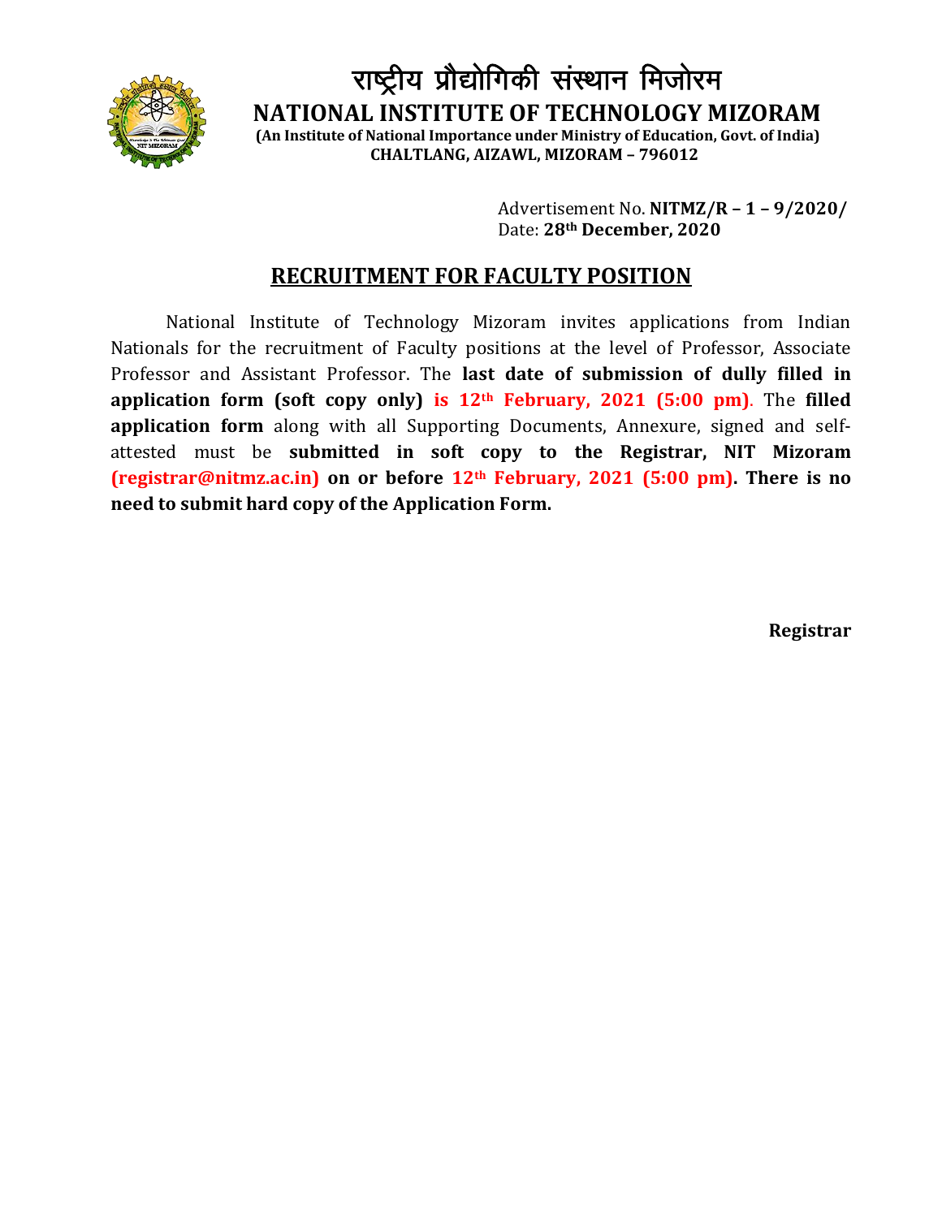# राष्ट्रीय प्रौद्योगिकी संस्थान मिजोरम

## NATIONAL INSTITUTE OF TECHNOLOGY MIZORAM

**(An Institute of National Importance under Ministry of Education, Govt. of India)**
**CHALTLANG, AIZAWL, MIZORAM – 796012**

Advertisement No. **NITMZ/R – 1 – 9/2020/**
Date: **28th December, 2020**

## RECRUITMENT FOR FACULTY POSITION

National Institute of Technology Mizoram invites applications from Indian Nationals for the recruitment of Faculty positions at the level of Professor, Associate Professor and Assistant Professor. The **last date of submission of dully filled in application form (soft copy only) is 12th February, 2021 (5:00 pm)**. The **filled application form** along with all Supporting Documents, Annexure, signed and self-attested must be **submitted in soft copy to the Registrar, NIT Mizoram (registrar@nitmz.ac.in) on or before 12th February, 2021 (5:00 pm). There is no need to submit hard copy of the Application Form.**

**Registrar**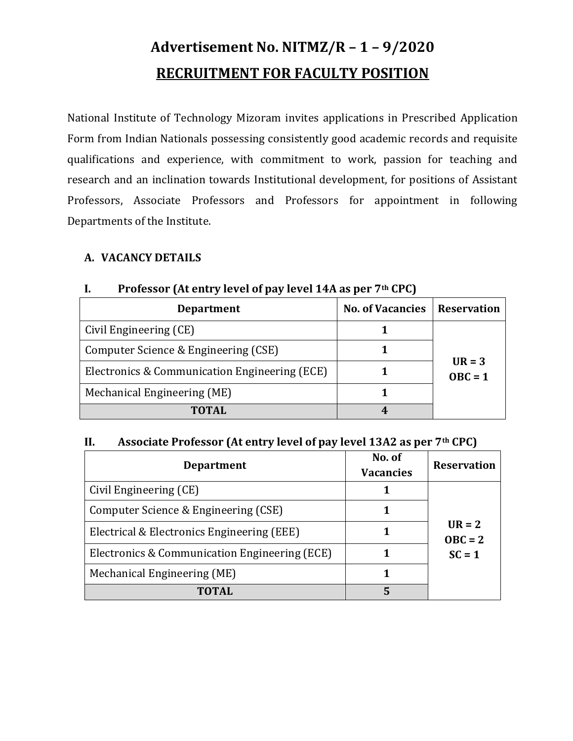# Advertisement No. NITMZ/R – 1 – 9/2020

## RECRUITMENT FOR FACULTY POSITION

National Institute of Technology Mizoram invites applications in Prescribed Application Form from Indian Nationals possessing consistently good academic records and requisite qualifications and experience, with commitment to work, passion for teaching and research and an inclination towards Institutional development, for positions of Assistant Professors, Associate Professors and Professors for appointment in following Departments of the Institute.

### A. VACANCY DETAILS

#### I. Professor (At entry level of pay level 14A as per 7th CPC)

| Department | No. of Vacancies | Reservation |
|---|---|---|
| Civil Engineering (CE) | 1 | UR = 3<br>OBC = 1 |
| Computer Science & Engineering (CSE) | 1 | |
| Electronics & Communication Engineering (ECE) | 1 | |
| Mechanical Engineering (ME) | 1 | |
| **TOTAL** | **4** | |

#### II. Associate Professor (At entry level of pay level 13A2 as per 7th CPC)

| Department | No. of Vacancies | Reservation |
|---|---|---|
| Civil Engineering (CE) | 1 | UR = 2<br>OBC = 2<br>SC = 1 |
| Computer Science & Engineering (CSE) | 1 | |
| Electrical & Electronics Engineering (EEE) | 1 | |
| Electronics & Communication Engineering (ECE) | 1 | |
| Mechanical Engineering (ME) | 1 | |
| **TOTAL** | **5** | |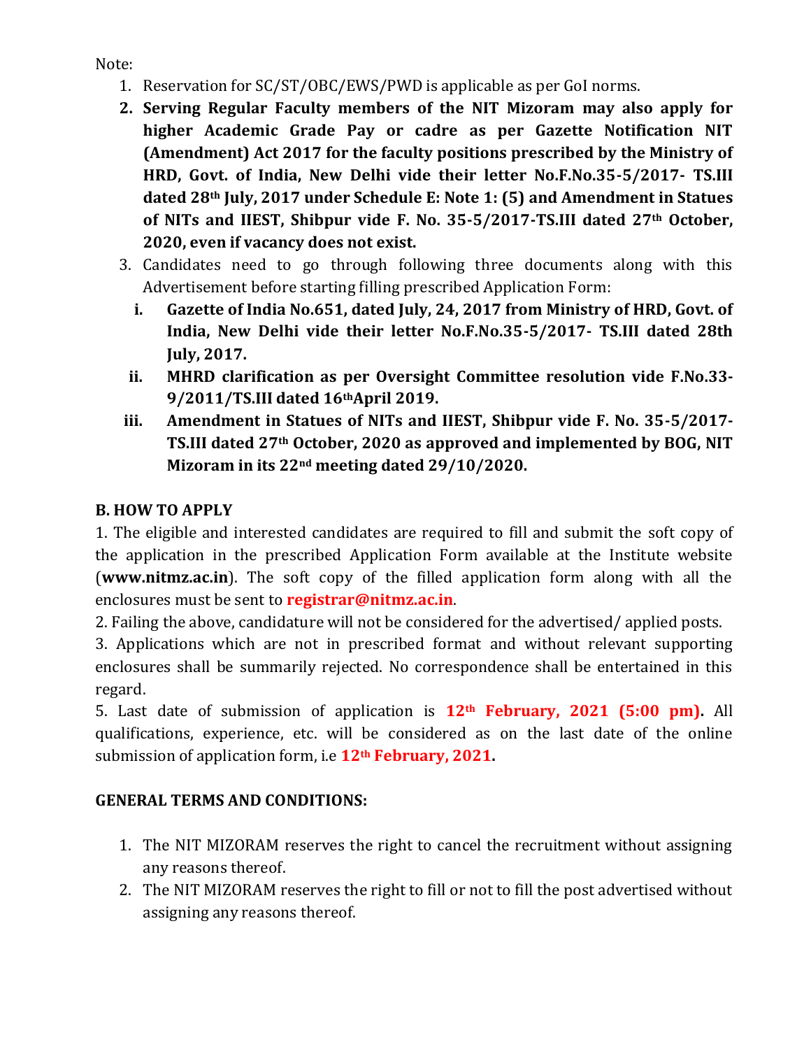Note:

1. Reservation for SC/ST/OBC/EWS/PWD is applicable as per GoI norms.
2. **Serving Regular Faculty members of the NIT Mizoram may also apply for higher Academic Grade Pay or cadre as per Gazette Notification NIT (Amendment) Act 2017 for the faculty positions prescribed by the Ministry of HRD, Govt. of India, New Delhi vide their letter No.F.No.35-5/2017- TS.III dated 28th July, 2017 under Schedule E: Note 1: (5) and Amendment in Statues of NITs and IIEST, Shibpur vide F. No. 35-5/2017-TS.III dated 27th October, 2020, even if vacancy does not exist.**
3. Candidates need to go through following three documents along with this Advertisement before starting filling prescribed Application Form:
   i. **Gazette of India No.651, dated July, 24, 2017 from Ministry of HRD, Govt. of India, New Delhi vide their letter No.F.No.35-5/2017- TS.III dated 28th July, 2017.**
   ii. **MHRD clarification as per Oversight Committee resolution vide F.No.33-9/2011/TS.III dated 16th April 2019.**
   iii. **Amendment in Statues of NITs and IIEST, Shibpur vide F. No. 35-5/2017-TS.III dated 27th October, 2020 as approved and implemented by BOG, NIT Mizoram in its 22nd meeting dated 29/10/2020.**

**B. HOW TO APPLY**

1. The eligible and interested candidates are required to fill and submit the soft copy of the application in the prescribed Application Form available at the Institute website (**www.nitmz.ac.in**). The soft copy of the filled application form along with all the enclosures must be sent to **registrar@nitmz.ac.in**.

2. Failing the above, candidature will not be considered for the advertised/ applied posts.

3. Applications which are not in prescribed format and without relevant supporting enclosures shall be summarily rejected. No correspondence shall be entertained in this regard.

5. Last date of submission of application is **12th February, 2021 (5:00 pm).** All qualifications, experience, etc. will be considered as on the last date of the online submission of application form, i.e **12th February, 2021.**

**GENERAL TERMS AND CONDITIONS:**

1. The NIT MIZORAM reserves the right to cancel the recruitment without assigning any reasons thereof.
2. The NIT MIZORAM reserves the right to fill or not to fill the post advertised without assigning any reasons thereof.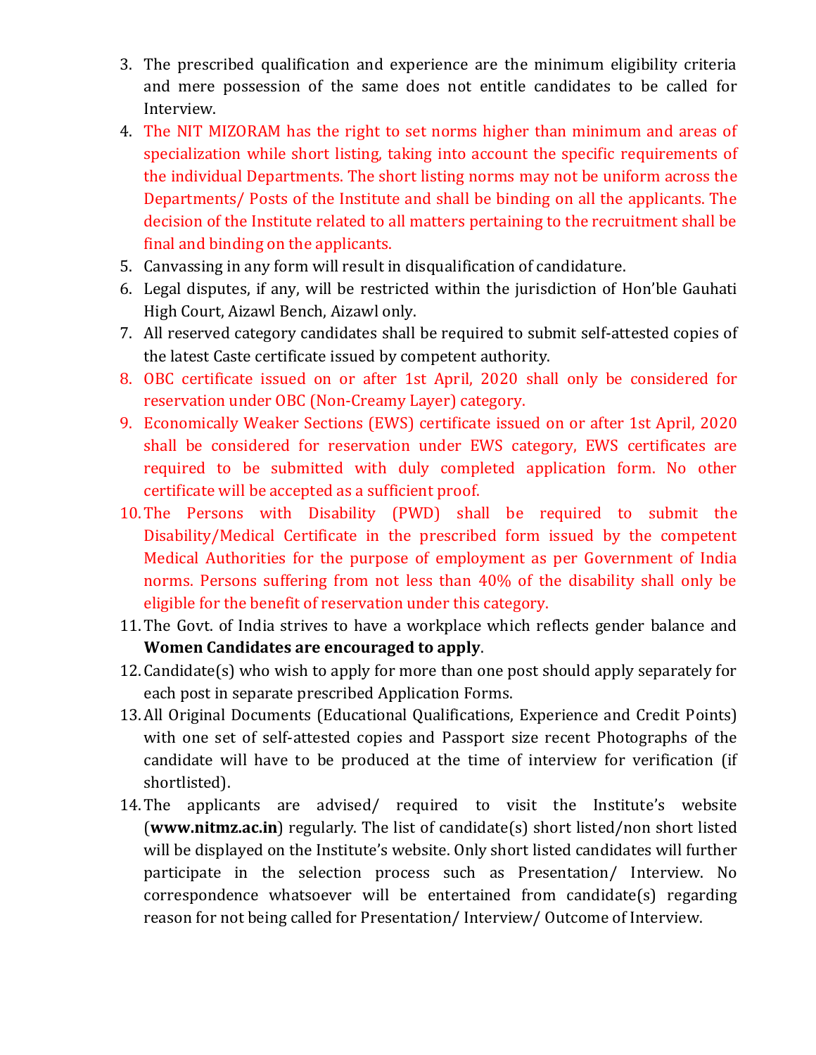3. The prescribed qualification and experience are the minimum eligibility criteria and mere possession of the same does not entitle candidates to be called for Interview.
4. The NIT MIZORAM has the right to set norms higher than minimum and areas of specialization while short listing, taking into account the specific requirements of the individual Departments. The short listing norms may not be uniform across the Departments/ Posts of the Institute and shall be binding on all the applicants. The decision of the Institute related to all matters pertaining to the recruitment shall be final and binding on the applicants.
5. Canvassing in any form will result in disqualification of candidature.
6. Legal disputes, if any, will be restricted within the jurisdiction of Hon'ble Gauhati High Court, Aizawl Bench, Aizawl only.
7. All reserved category candidates shall be required to submit self-attested copies of the latest Caste certificate issued by competent authority.
8. OBC certificate issued on or after 1st April, 2020 shall only be considered for reservation under OBC (Non-Creamy Layer) category.
9. Economically Weaker Sections (EWS) certificate issued on or after 1st April, 2020 shall be considered for reservation under EWS category, EWS certificates are required to be submitted with duly completed application form. No other certificate will be accepted as a sufficient proof.
10. The Persons with Disability (PWD) shall be required to submit the Disability/Medical Certificate in the prescribed form issued by the competent Medical Authorities for the purpose of employment as per Government of India norms. Persons suffering from not less than 40% of the disability shall only be eligible for the benefit of reservation under this category.
11. The Govt. of India strives to have a workplace which reflects gender balance and **Women Candidates are encouraged to apply**.
12. Candidate(s) who wish to apply for more than one post should apply separately for each post in separate prescribed Application Forms.
13. All Original Documents (Educational Qualifications, Experience and Credit Points) with one set of self-attested copies and Passport size recent Photographs of the candidate will have to be produced at the time of interview for verification (if shortlisted).
14. The applicants are advised/ required to visit the Institute's website (**www.nitmz.ac.in**) regularly. The list of candidate(s) short listed/non short listed will be displayed on the Institute's website. Only short listed candidates will further participate in the selection process such as Presentation/ Interview. No correspondence whatsoever will be entertained from candidate(s) regarding reason for not being called for Presentation/ Interview/ Outcome of Interview.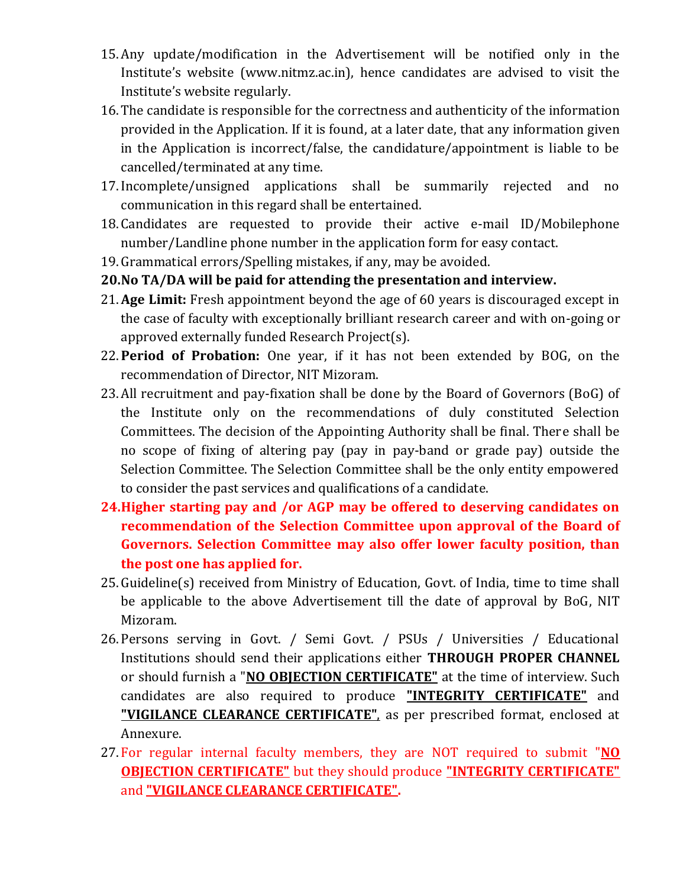15. Any update/modification in the Advertisement will be notified only in the Institute's website (www.nitmz.ac.in), hence candidates are advised to visit the Institute's website regularly.
16. The candidate is responsible for the correctness and authenticity of the information provided in the Application. If it is found, at a later date, that any information given in the Application is incorrect/false, the candidature/appointment is liable to be cancelled/terminated at any time.
17. Incomplete/unsigned applications shall be summarily rejected and no communication in this regard shall be entertained.
18. Candidates are requested to provide their active e-mail ID/Mobilephone number/Landline phone number in the application form for easy contact.
19. Grammatical errors/Spelling mistakes, if any, may be avoided.
20. **No TA/DA will be paid for attending the presentation and interview.**
21. **Age Limit:** Fresh appointment beyond the age of 60 years is discouraged except in the case of faculty with exceptionally brilliant research career and with on-going or approved externally funded Research Project(s).
22. **Period of Probation:** One year, if it has not been extended by BOG, on the recommendation of Director, NIT Mizoram.
23. All recruitment and pay-fixation shall be done by the Board of Governors (BoG) of the Institute only on the recommendations of duly constituted Selection Committees. The decision of the Appointing Authority shall be final. There shall be no scope of fixing of altering pay (pay in pay-band or grade pay) outside the Selection Committee. The Selection Committee shall be the only entity empowered to consider the past services and qualifications of a candidate.
24. **Higher starting pay and /or AGP may be offered to deserving candidates on recommendation of the Selection Committee upon approval of the Board of Governors. Selection Committee may also offer lower faculty position, than the post one has applied for.**
25. Guideline(s) received from Ministry of Education, Govt. of India, time to time shall be applicable to the above Advertisement till the date of approval by BoG, NIT Mizoram.
26. Persons serving in Govt. / Semi Govt. / PSUs / Universities / Educational Institutions should send their applications either **THROUGH PROPER CHANNEL** or should furnish a "**NO OBJECTION CERTIFICATE"** at the time of interview. Such candidates are also required to produce **"INTEGRITY CERTIFICATE"** and **"VIGILANCE CLEARANCE CERTIFICATE"**, as per prescribed format, enclosed at Annexure.
27. For regular internal faculty members, they are NOT required to submit "**NO OBJECTION CERTIFICATE"** but they should produce **"INTEGRITY CERTIFICATE"** and **"VIGILANCE CLEARANCE CERTIFICATE".**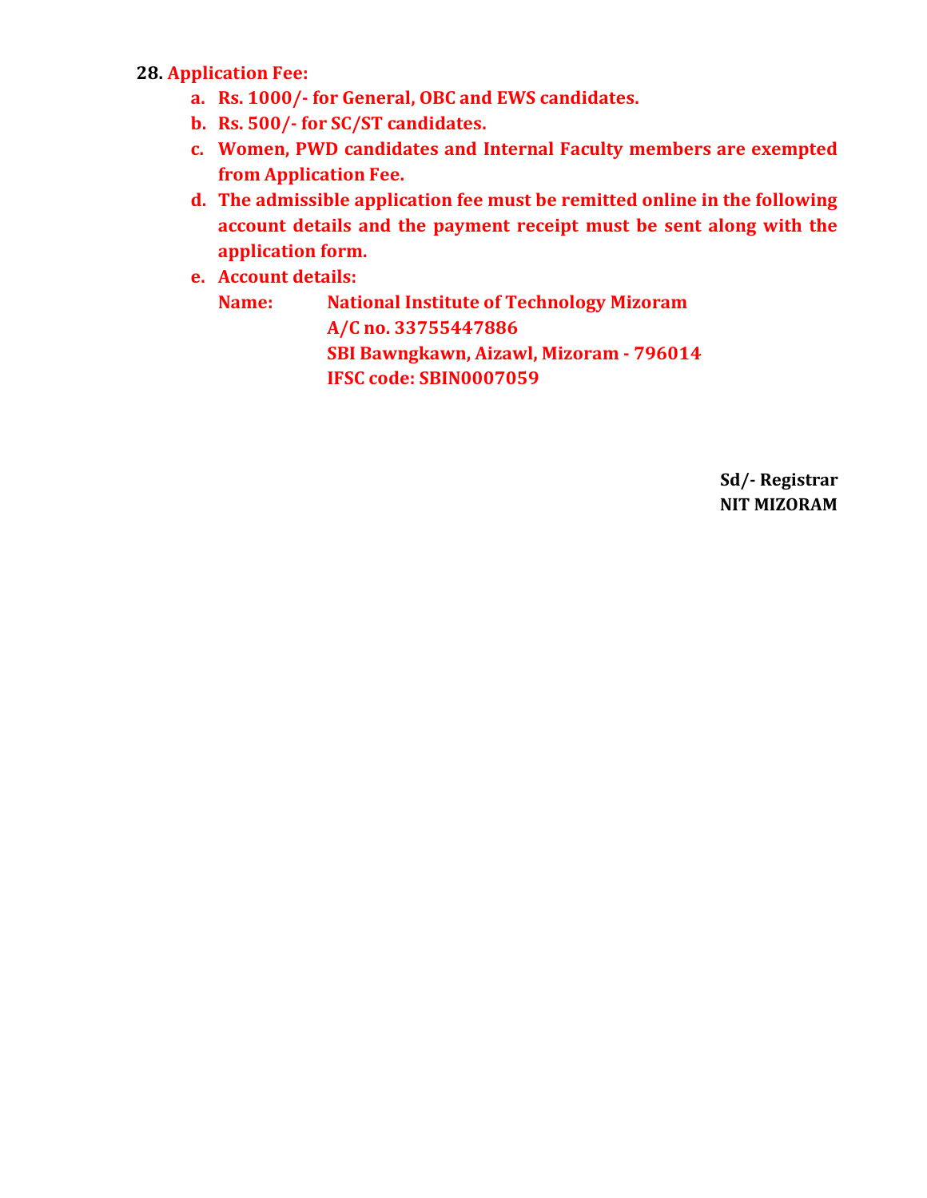**28. Application Fee:**

a. **Rs. 1000/- for General, OBC and EWS candidates.**

b. **Rs. 500/- for SC/ST candidates.**

c. **Women, PWD candidates and Internal Faculty members are exempted from Application Fee.**

d. **The admissible application fee must be remitted online in the following account details and the payment receipt must be sent along with the application form.**

e. **Account details:**

**Name:** **National Institute of Technology Mizoram**
**A/C no. 33755447886**
**SBI Bawngkawn, Aizawl, Mizoram - 796014**
**IFSC code: SBIN0007059**

**Sd/- Registrar**
**NIT MIZORAM**